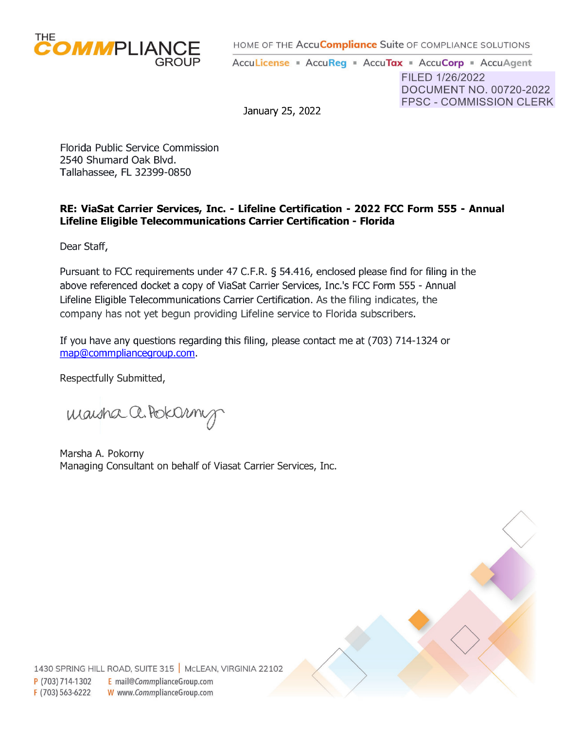THE COMMPLIANCE GROUP

HOME OF THE AccuCompliance Suite OF COMPLIANCE SOLUTIONS

AccuLicense ▪ AccuReg ▪ AccuTax ▪ AccuCorp ▪ AccuAgent

FILED 1/26/2022
DOCUMENT NO. 00720-2022
FPSC - COMMISSION CLERK

January 25, 2022

Florida Public Service Commission
2540 Shumard Oak Blvd.
Tallahassee, FL 32399-0850

**RE: ViaSat Carrier Services, Inc. - Lifeline Certification - 2022 FCC Form 555 - Annual Lifeline Eligible Telecommunications Carrier Certification - Florida**

Dear Staff,

Pursuant to FCC requirements under 47 C.F.R. § 54.416, enclosed please find for filing in the above referenced docket a copy of ViaSat Carrier Services, Inc.'s FCC Form 555 - Annual Lifeline Eligible Telecommunications Carrier Certification. As the filing indicates, the company has not yet begun providing Lifeline service to Florida subscribers.

If you have any questions regarding this filing, please contact me at (703) 714-1324 or map@commpliancegroup.com.

Respectfully Submitted,

Marsha A. Pokorny

Marsha A. Pokorny
Managing Consultant on behalf of Viasat Carrier Services, Inc.

1430 SPRING HILL ROAD, SUITE 315 | MCLEAN, VIRGINIA 22102
P (703) 714-1302 E mail@CommplianceGroup.com
F (703) 563-6222 W www.CommplianceGroup.com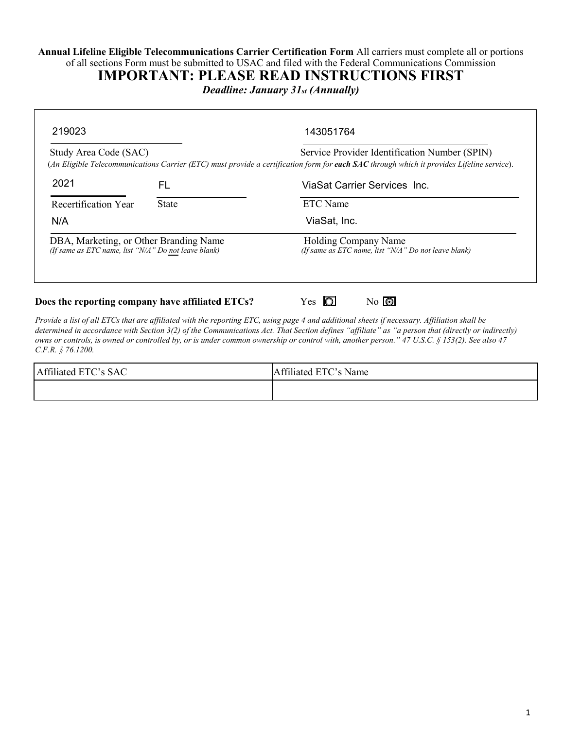**Annual Lifeline Eligible Telecommunications Carrier Certification Form** All carriers must complete all or portions of all sections Form must be submitted to USAC and filed with the Federal Communications Commission

# IMPORTANT: PLEASE READ INSTRUCTIONS FIRST

***Deadline: January 31st (Annually)***

219023

Study Area Code (SAC)

143051764

Service Provider Identification Number (SPIN)

(*An Eligible Telecommunications Carrier (ETC) must provide a certification form for **each SAC** through which it provides Lifeline service*).

2021

Recertification Year

FL

State

ViaSat Carrier Services Inc.

ETC Name

N/A

DBA, Marketing, or Other Branding Name
*(If same as ETC name, list "N/A" Do not leave blank)*

ViaSat, Inc.

Holding Company Name
*(If same as ETC name, list "N/A" Do not leave blank)*

**Does the reporting company have affiliated ETCs?** Yes ○ No ⦿

*Provide a list of all ETCs that are affiliated with the reporting ETC, using page 4 and additional sheets if necessary. Affiliation shall be determined in accordance with Section 3(2) of the Communications Act. That Section defines "affiliate" as "a person that (directly or indirectly) owns or controls, is owned or controlled by, or is under common ownership or control with, another person." 47 U.S.C. § 153(2). See also 47 C.F.R. § 76.1200.*

| Affiliated ETC's SAC | Affiliated ETC's Name |
|---|---|
| | |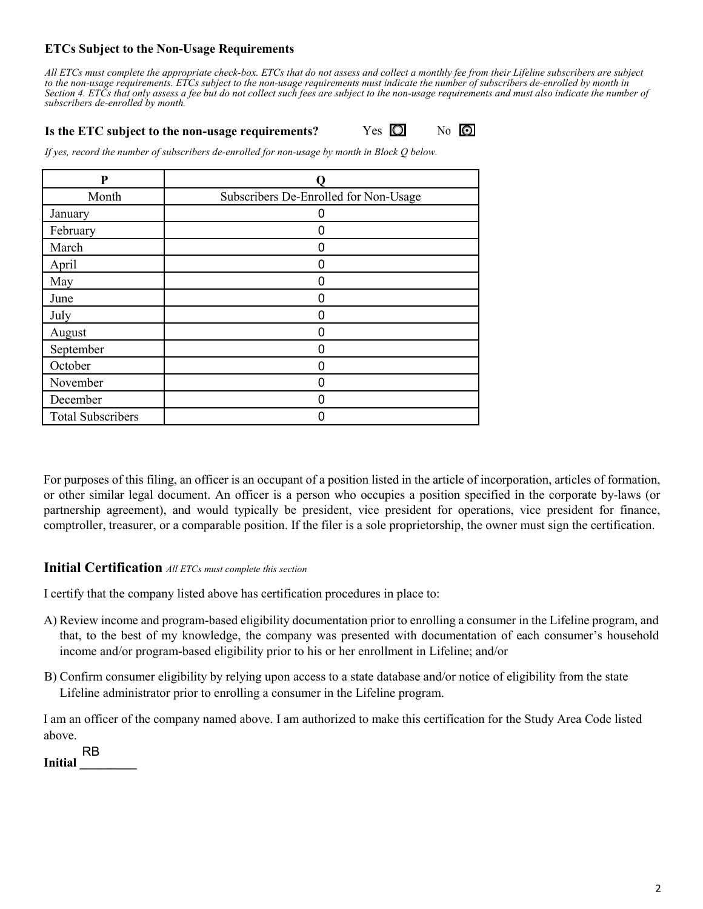### ETCs Subject to the Non-Usage Requirements

*All ETCs must complete the appropriate check-box. ETCs that do not assess and collect a monthly fee from their Lifeline subscribers are subject to the non-usage requirements. ETCs subject to the non-usage requirements must indicate the number of subscribers de-enrolled by month in Section 4. ETCs that only assess a fee but do not collect such fees are subject to the non-usage requirements and must also indicate the number of subscribers de-enrolled by month.*

**Is the ETC subject to the non-usage requirements?** Yes ☐ No ☒

*If yes, record the number of subscribers de-enrolled for non-usage by month in Block Q below.*

| P | Q |
|---|---|
| Month | Subscribers De-Enrolled for Non-Usage |
| January | 0 |
| February | 0 |
| March | 0 |
| April | 0 |
| May | 0 |
| June | 0 |
| July | 0 |
| August | 0 |
| September | 0 |
| October | 0 |
| November | 0 |
| December | 0 |
| Total Subscribers | 0 |

For purposes of this filing, an officer is an occupant of a position listed in the article of incorporation, articles of formation, or other similar legal document. An officer is a person who occupies a position specified in the corporate by-laws (or partnership agreement), and would typically be president, vice president for operations, vice president for finance, comptroller, treasurer, or a comparable position. If the filer is a sole proprietorship, the owner must sign the certification.

## Initial Certification *All ETCs must complete this section*

I certify that the company listed above has certification procedures in place to:

A) Review income and program-based eligibility documentation prior to enrolling a consumer in the Lifeline program, and that, to the best of my knowledge, the company was presented with documentation of each consumer's household income and/or program-based eligibility prior to his or her enrollment in Lifeline; and/or

B) Confirm consumer eligibility by relying upon access to a state database and/or notice of eligibility from the state Lifeline administrator prior to enrolling a consumer in the Lifeline program.

I am an officer of the company named above. I am authorized to make this certification for the Study Area Code listed above.

**Initial** RB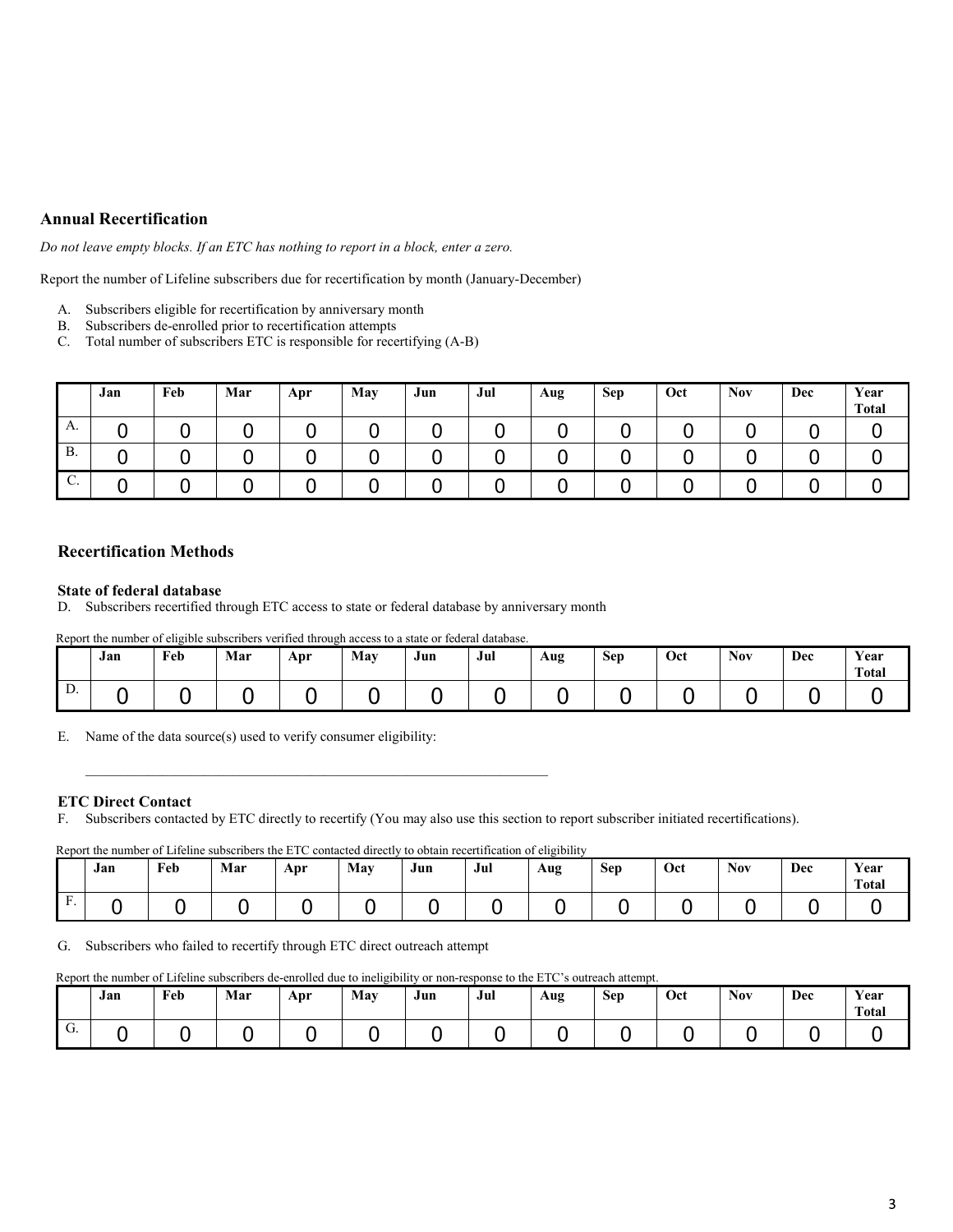## Annual Recertification

*Do not leave empty blocks. If an ETC has nothing to report in a block, enter a zero.*

Report the number of Lifeline subscribers due for recertification by month (January-December)

A. Subscribers eligible for recertification by anniversary month
B. Subscribers de-enrolled prior to recertification attempts
C. Total number of subscribers ETC is responsible for recertifying (A-B)

| | Jan | Feb | Mar | Apr | May | Jun | Jul | Aug | Sep | Oct | Nov | Dec | Year Total |
|---|---|---|---|---|---|---|---|---|---|---|---|---|---|
| A. | 0 | 0 | 0 | 0 | 0 | 0 | 0 | 0 | 0 | 0 | 0 | 0 | 0 |
| B. | 0 | 0 | 0 | 0 | 0 | 0 | 0 | 0 | 0 | 0 | 0 | 0 | 0 |
| C. | 0 | 0 | 0 | 0 | 0 | 0 | 0 | 0 | 0 | 0 | 0 | 0 | 0 |

## Recertification Methods

### State of federal database

D. Subscribers recertified through ETC access to state or federal database by anniversary month

Report the number of eligible subscribers verified through access to a state or federal database.

| | Jan | Feb | Mar | Apr | May | Jun | Jul | Aug | Sep | Oct | Nov | Dec | Year Total |
|---|---|---|---|---|---|---|---|---|---|---|---|---|---|
| D. | 0 | 0 | 0 | 0 | 0 | 0 | 0 | 0 | 0 | 0 | 0 | 0 | 0 |

E. Name of the data source(s) used to verify consumer eligibility:

_______________________________________________________________

### ETC Direct Contact

F. Subscribers contacted by ETC directly to recertify (You may also use this section to report subscriber initiated recertifications).

Report the number of Lifeline subscribers the ETC contacted directly to obtain recertification of eligibility

| | Jan | Feb | Mar | Apr | May | Jun | Jul | Aug | Sep | Oct | Nov | Dec | Year Total |
|---|---|---|---|---|---|---|---|---|---|---|---|---|---|
| F. | 0 | 0 | 0 | 0 | 0 | 0 | 0 | 0 | 0 | 0 | 0 | 0 | 0 |

G. Subscribers who failed to recertify through ETC direct outreach attempt

Report the number of Lifeline subscribers de-enrolled due to ineligibility or non-response to the ETC's outreach attempt.

| | Jan | Feb | Mar | Apr | May | Jun | Jul | Aug | Sep | Oct | Nov | Dec | Year Total |
|---|---|---|---|---|---|---|---|---|---|---|---|---|---|
| G. | 0 | 0 | 0 | 0 | 0 | 0 | 0 | 0 | 0 | 0 | 0 | 0 | 0 |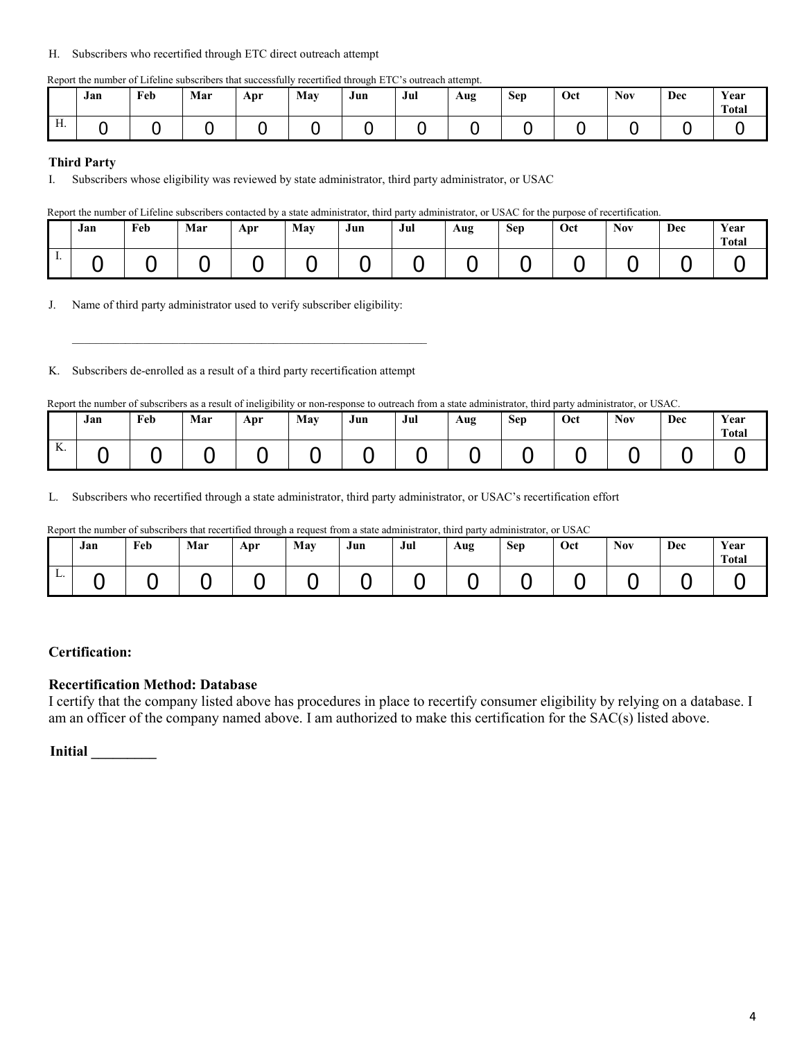H. Subscribers who recertified through ETC direct outreach attempt

Report the number of Lifeline subscribers that successfully recertified through ETC's outreach attempt.

| | Jan | Feb | Mar | Apr | May | Jun | Jul | Aug | Sep | Oct | Nov | Dec | Year Total |
|---|---|---|---|---|---|---|---|---|---|---|---|---|---|
| H. | 0 | 0 | 0 | 0 | 0 | 0 | 0 | 0 | 0 | 0 | 0 | 0 | 0 |

**Third Party**

I. Subscribers whose eligibility was reviewed by state administrator, third party administrator, or USAC

Report the number of Lifeline subscribers contacted by a state administrator, third party administrator, or USAC for the purpose of recertification.

| | Jan | Feb | Mar | Apr | May | Jun | Jul | Aug | Sep | Oct | Nov | Dec | Year Total |
|---|---|---|---|---|---|---|---|---|---|---|---|---|---|
| I. | 0 | 0 | 0 | 0 | 0 | 0 | 0 | 0 | 0 | 0 | 0 | 0 | 0 |

J. Name of third party administrator used to verify subscriber eligibility:

______________________________________________________________

K. Subscribers de-enrolled as a result of a third party recertification attempt

Report the number of subscribers as a result of ineligibility or non-response to outreach from a state administrator, third party administrator, or USAC.

| | Jan | Feb | Mar | Apr | May | Jun | Jul | Aug | Sep | Oct | Nov | Dec | Year Total |
|---|---|---|---|---|---|---|---|---|---|---|---|---|---|
| K. | 0 | 0 | 0 | 0 | 0 | 0 | 0 | 0 | 0 | 0 | 0 | 0 | 0 |

L. Subscribers who recertified through a state administrator, third party administrator, or USAC's recertification effort

Report the number of subscribers that recertified through a request from a state administrator, third party administrator, or USAC

| | Jan | Feb | Mar | Apr | May | Jun | Jul | Aug | Sep | Oct | Nov | Dec | Year Total |
|---|---|---|---|---|---|---|---|---|---|---|---|---|---|
| L. | 0 | 0 | 0 | 0 | 0 | 0 | 0 | 0 | 0 | 0 | 0 | 0 | 0 |

**Certification:**

**Recertification Method: Database**

I certify that the company listed above has procedures in place to recertify consumer eligibility by relying on a database. I am an officer of the company named above. I am authorized to make this certification for the SAC(s) listed above.

**Initial _________**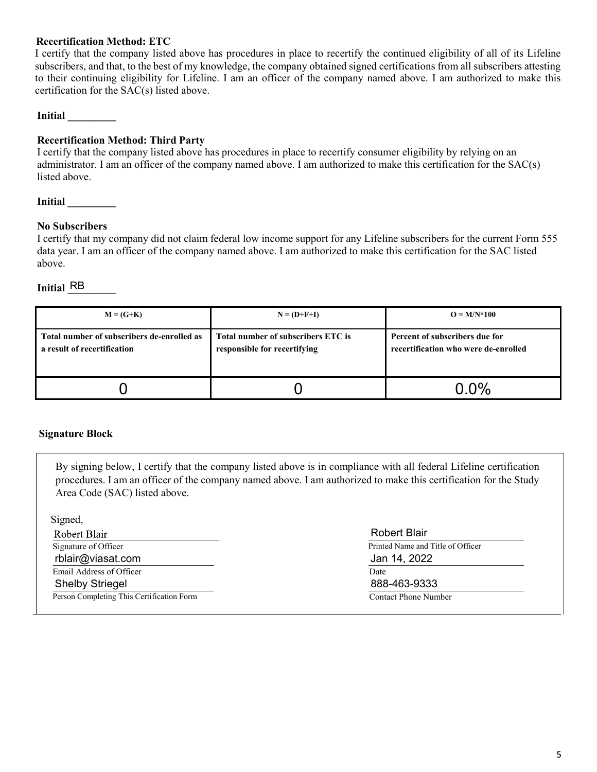**Recertification Method: ETC**

I certify that the company listed above has procedures in place to recertify the continued eligibility of all of its Lifeline subscribers, and that, to the best of my knowledge, the company obtained signed certifications from all subscribers attesting to their continuing eligibility for Lifeline. I am an officer of the company named above. I am authorized to make this certification for the SAC(s) listed above.

**Initial** _________

**Recertification Method: Third Party**

I certify that the company listed above has procedures in place to recertify consumer eligibility by relying on an administrator. I am an officer of the company named above. I am authorized to make this certification for the SAC(s) listed above.

**Initial** _________

**No Subscribers**

I certify that my company did not claim federal low income support for any Lifeline subscribers for the current Form 555 data year. I am an officer of the company named above. I am authorized to make this certification for the SAC listed above.

**Initial** RB

| M = (G+K) | N = (D+F+I) | O = M/N*100 |
|---|---|---|
| **Total number of subscribers de-enrolled as a result of recertification** | **Total number of subscribers ETC is responsible for recertifying** | **Percent of subscribers due for recertification who were de-enrolled** |
| 0 | 0 | 0.0% |

**Signature Block**

By signing below, I certify that the company listed above is in compliance with all federal Lifeline certification procedures. I am an officer of the company named above. I am authorized to make this certification for the Study Area Code (SAC) listed above.

Signed,

| | |
|---|---|
| Robert Blair | Robert Blair |
| Signature of Officer | Printed Name and Title of Officer |
| rblair@viasat.com | Jan 14, 2022 |
| Email Address of Officer | Date |
| Shelby Striegel | 888-463-9333 |
| Person Completing This Certification Form | Contact Phone Number |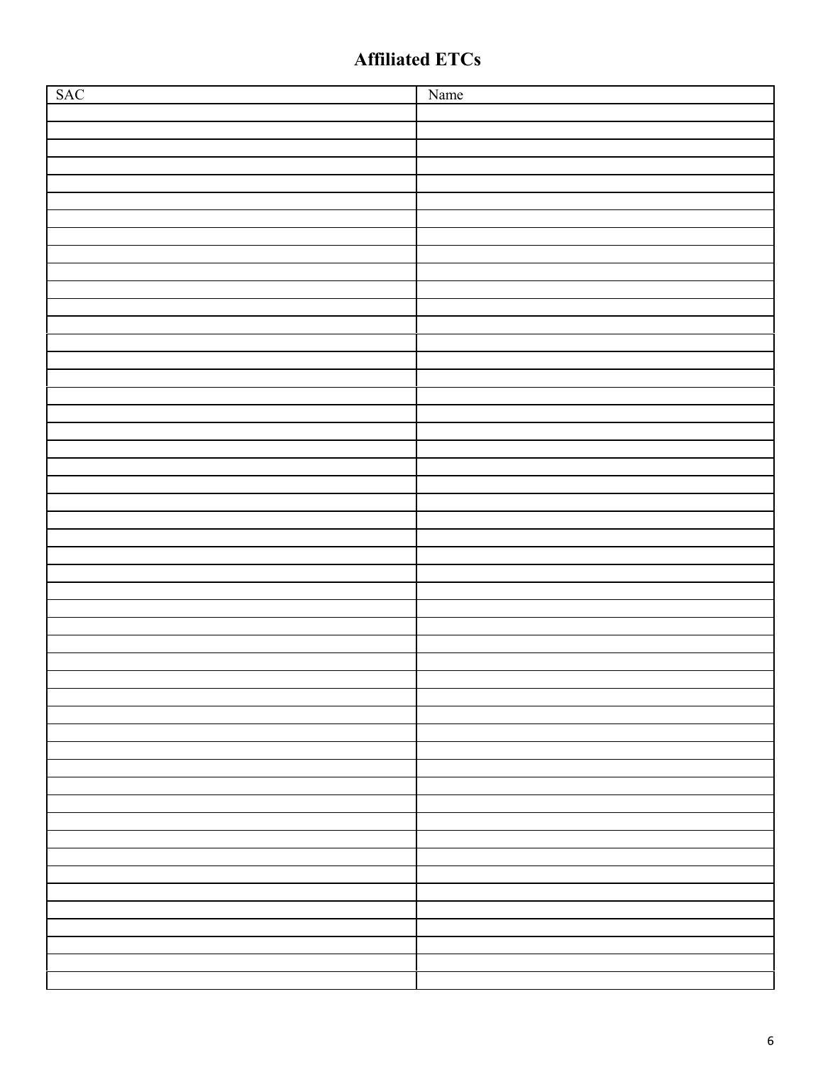# Affiliated ETCs

| SAC | Name |
| --- | --- |
| | |
| | |
| | |
| | |
| | |
| | |
| | |
| | |
| | |
| | |
| | |
| | |
| | |
| | |
| | |
| | |
| | |
| | |
| | |
| | |
| | |
| | |
| | |
| | |
| | |
| | |
| | |
| | |
| | |
| | |
| | |
| | |
| | |
| | |
| | |
| | |
| | |
| | |
| | |
| | |
| | |
| | |
| | |
| | |
| | |
| | |
| | |
| | |
| | |
| | |